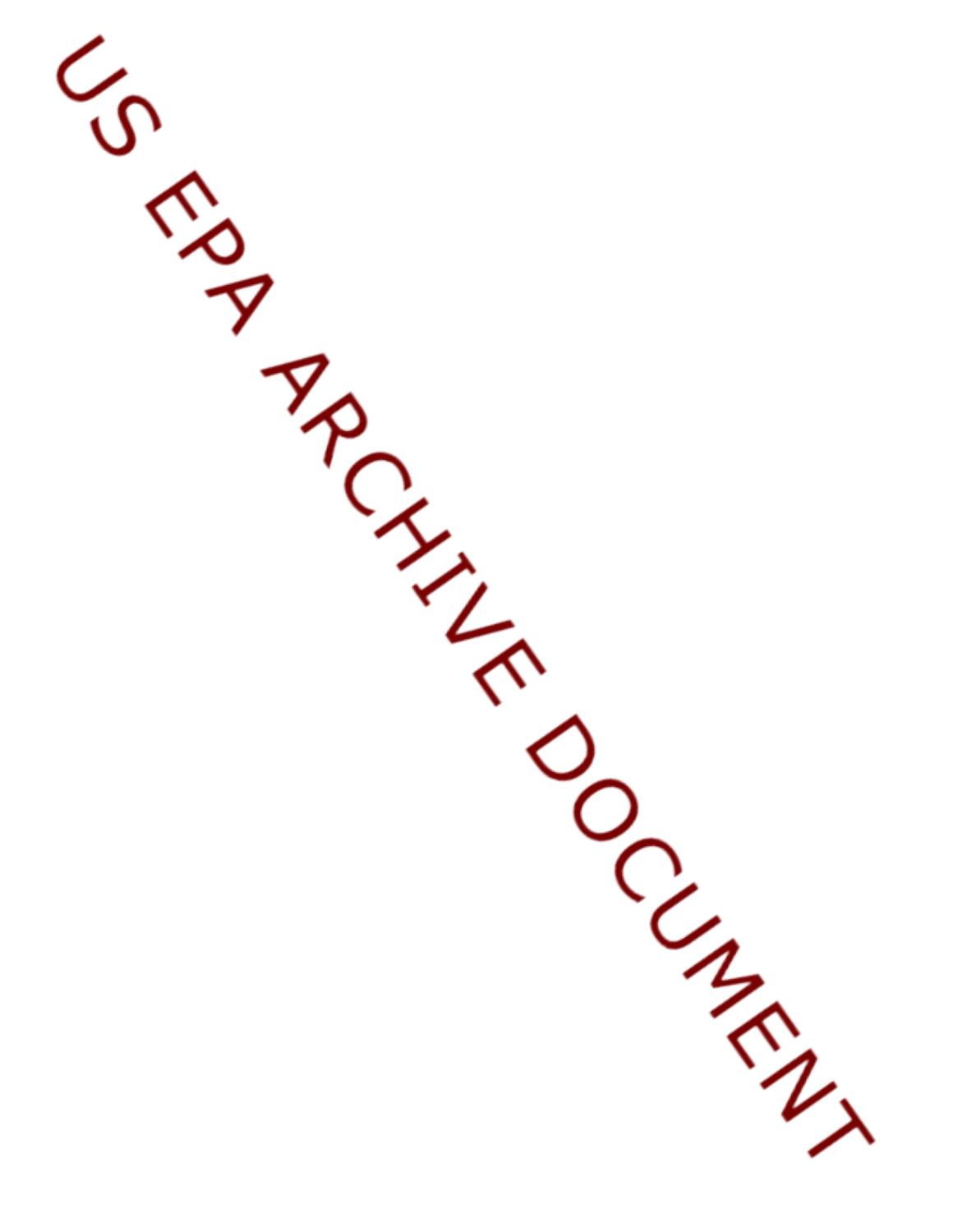US EPA ARCHIVE DOCUMENT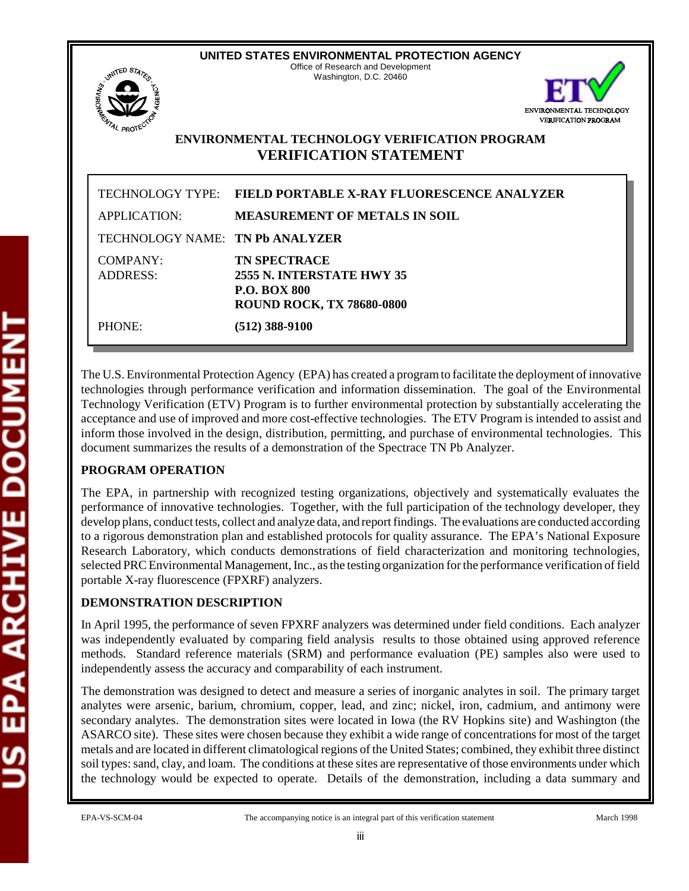**UNITED STATES ENVIRONMENTAL PROTECTION AGENCY**
Office of Research and Development
Washington, D.C. 20460

ENVIRONMENTAL TECHNOLOGY VERIFICATION PROGRAM

## ENVIRONMENTAL TECHNOLOGY VERIFICATION PROGRAM
## VERIFICATION STATEMENT

| | |
|---|---|
| TECHNOLOGY TYPE: | **FIELD PORTABLE X-RAY FLUORESCENCE ANALYZER** |
| APPLICATION: | **MEASUREMENT OF METALS IN SOIL** |
| TECHNOLOGY NAME: | **TN Pb ANALYZER** |
| COMPANY: | **TN SPECTRACE** |
| ADDRESS: | **2555 N. INTERSTATE HWY 35**<br>**P.O. BOX 800**<br>**ROUND ROCK, TX 78680-0800** |
| PHONE: | **(512) 388-9100** |

The U.S. Environmental Protection Agency (EPA) has created a program to facilitate the deployment of innovative technologies through performance verification and information dissemination. The goal of the Environmental Technology Verification (ETV) Program is to further environmental protection by substantially accelerating the acceptance and use of improved and more cost-effective technologies. The ETV Program is intended to assist and inform those involved in the design, distribution, permitting, and purchase of environmental technologies. This document summarizes the results of a demonstration of the Spectrace TN Pb Analyzer.

**PROGRAM OPERATION**

The EPA, in partnership with recognized testing organizations, objectively and systematically evaluates the performance of innovative technologies. Together, with the full participation of the technology developer, they develop plans, conduct tests, collect and analyze data, and report findings. The evaluations are conducted according to a rigorous demonstration plan and established protocols for quality assurance. The EPA's National Exposure Research Laboratory, which conducts demonstrations of field characterization and monitoring technologies, selected PRC Environmental Management, Inc., as the testing organization for the performance verification of field portable X-ray fluorescence (FPXRF) analyzers.

**DEMONSTRATION DESCRIPTION**

In April 1995, the performance of seven FPXRF analyzers was determined under field conditions. Each analyzer was independently evaluated by comparing field analysis results to those obtained using approved reference methods. Standard reference materials (SRM) and performance evaluation (PE) samples also were used to independently assess the accuracy and comparability of each instrument.

The demonstration was designed to detect and measure a series of inorganic analytes in soil. The primary target analytes were arsenic, barium, chromium, copper, lead, and zinc; nickel, iron, cadmium, and antimony were secondary analytes. The demonstration sites were located in Iowa (the RV Hopkins site) and Washington (the ASARCO site). These sites were chosen because they exhibit a wide range of concentrations for most of the target metals and are located in different climatological regions of the United States; combined, they exhibit three distinct soil types: sand, clay, and loam. The conditions at these sites are representative of those environments under which the technology would be expected to operate. Details of the demonstration, including a data summary and

EPA-VS-SCM-04 The accompanying notice is an integral part of this verification statement March 1998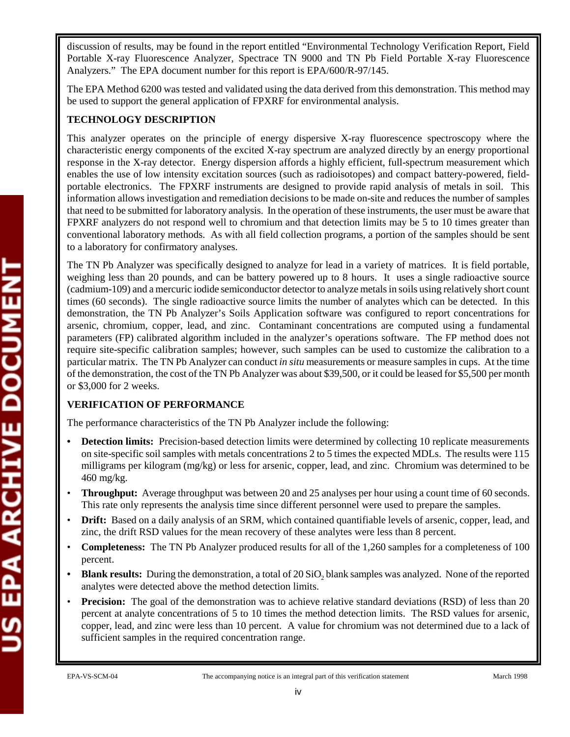discussion of results, may be found in the report entitled "Environmental Technology Verification Report, Field Portable X-ray Fluorescence Analyzer, Spectrace TN 9000 and TN Pb Field Portable X-ray Fluorescence Analyzers." The EPA document number for this report is EPA/600/R-97/145.

The EPA Method 6200 was tested and validated using the data derived from this demonstration. This method may be used to support the general application of FPXRF for environmental analysis.

**TECHNOLOGY DESCRIPTION**

This analyzer operates on the principle of energy dispersive X-ray fluorescence spectroscopy where the characteristic energy components of the excited X-ray spectrum are analyzed directly by an energy proportional response in the X-ray detector. Energy dispersion affords a highly efficient, full-spectrum measurement which enables the use of low intensity excitation sources (such as radioisotopes) and compact battery-powered, field-portable electronics. The FPXRF instruments are designed to provide rapid analysis of metals in soil. This information allows investigation and remediation decisions to be made on-site and reduces the number of samples that need to be submitted for laboratory analysis. In the operation of these instruments, the user must be aware that FPXRF analyzers do not respond well to chromium and that detection limits may be 5 to 10 times greater than conventional laboratory methods. As with all field collection programs, a portion of the samples should be sent to a laboratory for confirmatory analyses.

The TN Pb Analyzer was specifically designed to analyze for lead in a variety of matrices. It is field portable, weighing less than 20 pounds, and can be battery powered up to 8 hours. It uses a single radioactive source (cadmium-109) and a mercuric iodide semiconductor detector to analyze metals in soils using relatively short count times (60 seconds). The single radioactive source limits the number of analytes which can be detected. In this demonstration, the TN Pb Analyzer's Soils Application software was configured to report concentrations for arsenic, chromium, copper, lead, and zinc. Contaminant concentrations are computed using a fundamental parameters (FP) calibrated algorithm included in the analyzer's operations software. The FP method does not require site-specific calibration samples; however, such samples can be used to customize the calibration to a particular matrix. The TN Pb Analyzer can conduct *in situ* measurements or measure samples in cups. At the time of the demonstration, the cost of the TN Pb Analyzer was about $39,500, or it could be leased for $5,500 per month or $3,000 for 2 weeks.

**VERIFICATION OF PERFORMANCE**

The performance characteristics of the TN Pb Analyzer include the following:

- **Detection limits:** Precision-based detection limits were determined by collecting 10 replicate measurements on site-specific soil samples with metals concentrations 2 to 5 times the expected MDLs. The results were 115 milligrams per kilogram (mg/kg) or less for arsenic, copper, lead, and zinc. Chromium was determined to be 460 mg/kg.
- **Throughput:** Average throughput was between 20 and 25 analyses per hour using a count time of 60 seconds. This rate only represents the analysis time since different personnel were used to prepare the samples.
- **Drift:** Based on a daily analysis of an SRM, which contained quantifiable levels of arsenic, copper, lead, and zinc, the drift RSD values for the mean recovery of these analytes were less than 8 percent.
- **Completeness:** The TN Pb Analyzer produced results for all of the 1,260 samples for a completeness of 100 percent.
- **Blank results:** During the demonstration, a total of 20 $SiO_2$ blank samples was analyzed. None of the reported analytes were detected above the method detection limits.
- **Precision:** The goal of the demonstration was to achieve relative standard deviations (RSD) of less than 20 percent at analyte concentrations of 5 to 10 times the method detection limits. The RSD values for arsenic, copper, lead, and zinc were less than 10 percent. A value for chromium was not determined due to a lack of sufficient samples in the required concentration range.

EPA-VS-SCM-04 The accompanying notice is an integral part of this verification statement March 1998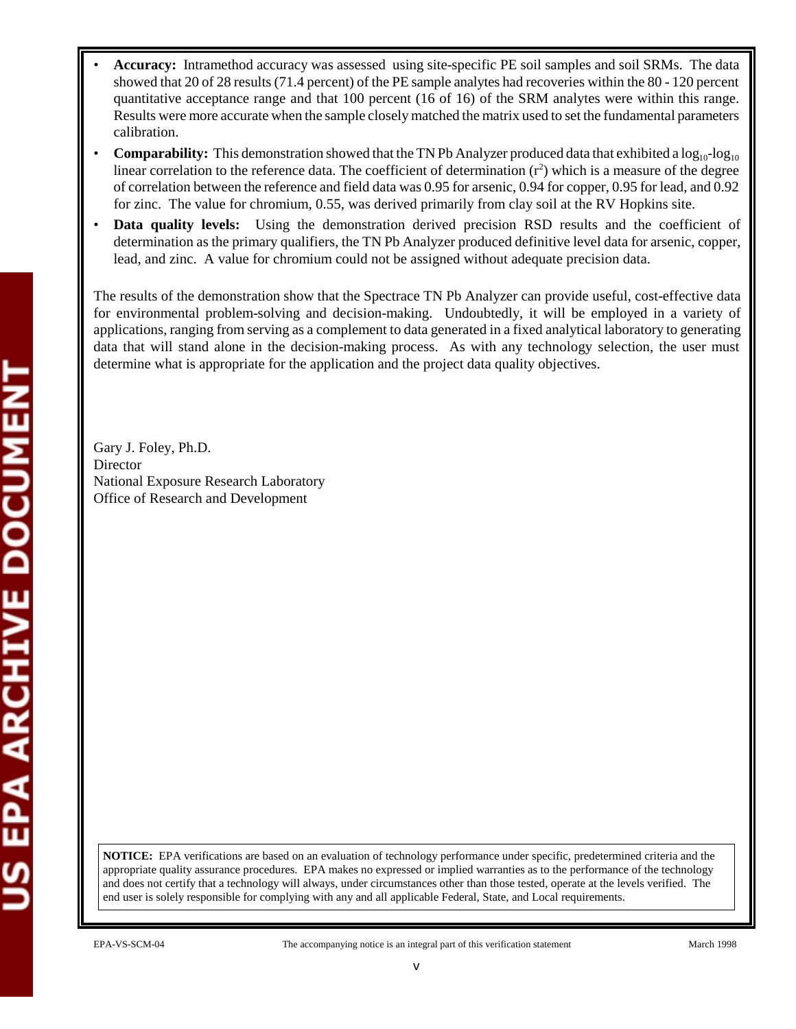- **Accuracy:** Intramethod accuracy was assessed using site-specific PE soil samples and soil SRMs. The data showed that 20 of 28 results (71.4 percent) of the PE sample analytes had recoveries within the 80 - 120 percent quantitative acceptance range and that 100 percent (16 of 16) of the SRM analytes were within this range. Results were more accurate when the sample closely matched the matrix used to set the fundamental parameters calibration.
- **Comparability:** This demonstration showed that the TN Pb Analyzer produced data that exhibited a $\log_{10}$-$\log_{10}$ linear correlation to the reference data. The coefficient of determination ($r^2$) which is a measure of the degree of correlation between the reference and field data was 0.95 for arsenic, 0.94 for copper, 0.95 for lead, and 0.92 for zinc. The value for chromium, 0.55, was derived primarily from clay soil at the RV Hopkins site.
- **Data quality levels:** Using the demonstration derived precision RSD results and the coefficient of determination as the primary qualifiers, the TN Pb Analyzer produced definitive level data for arsenic, copper, lead, and zinc. A value for chromium could not be assigned without adequate precision data.

The results of the demonstration show that the Spectrace TN Pb Analyzer can provide useful, cost-effective data for environmental problem-solving and decision-making. Undoubtedly, it will be employed in a variety of applications, ranging from serving as a complement to data generated in a fixed analytical laboratory to generating data that will stand alone in the decision-making process. As with any technology selection, the user must determine what is appropriate for the application and the project data quality objectives.

Gary J. Foley, Ph.D.
Director
National Exposure Research Laboratory
Office of Research and Development

**NOTICE:** EPA verifications are based on an evaluation of technology performance under specific, predetermined criteria and the appropriate quality assurance procedures. EPA makes no expressed or implied warranties as to the performance of the technology and does not certify that a technology will always, under circumstances other than those tested, operate at the levels verified. The end user is solely responsible for complying with any and all applicable Federal, State, and Local requirements.

EPA-VS-SCM-04 The accompanying notice is an integral part of this verification statement March 1998